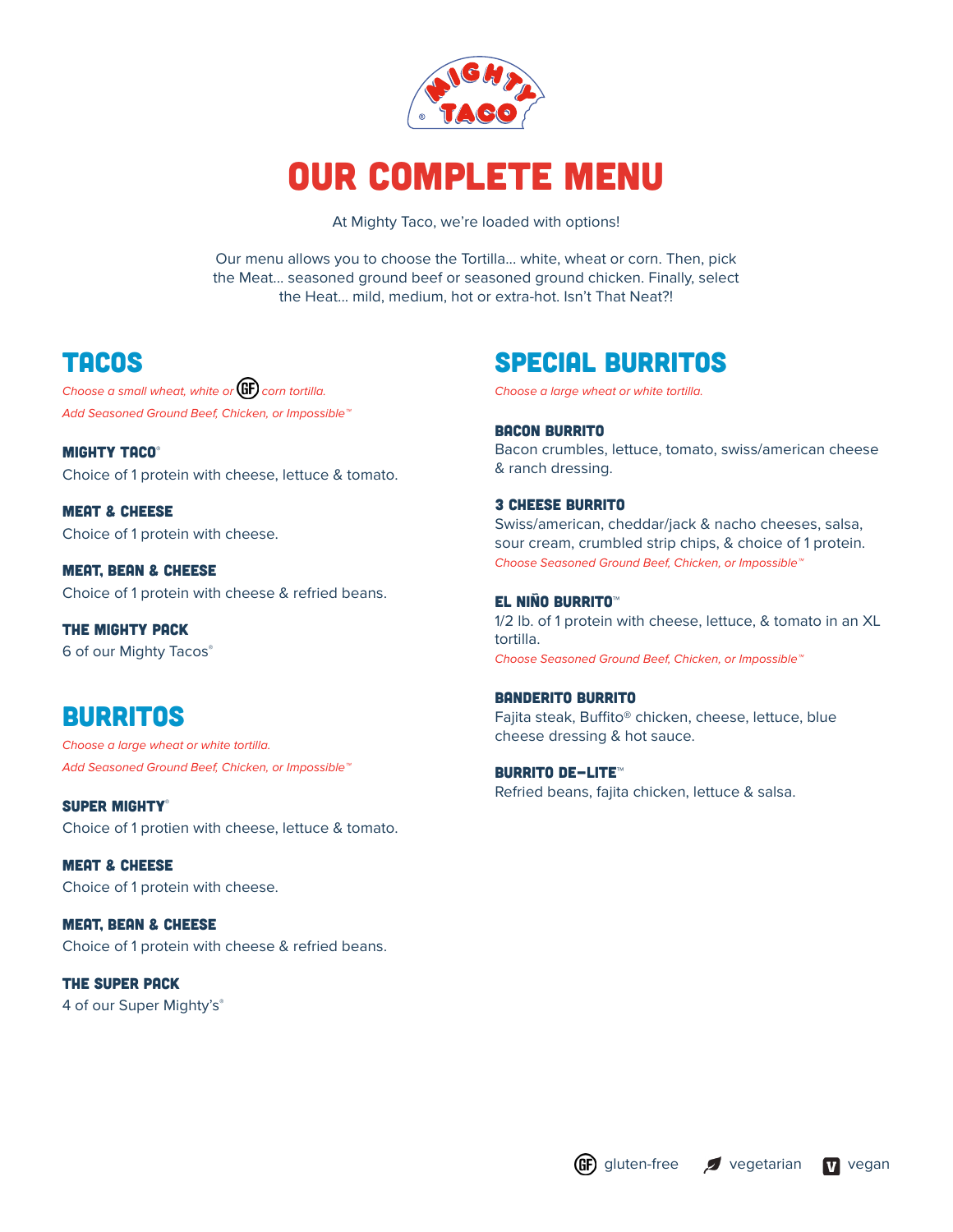# OUR COMPLETE MENU

At Mighty Taco, we're loaded with options!

Our menu allows you to choose the Tortilla… white, wheat or corn. Then, pick the Meat… seasoned ground beef or seasoned ground chicken. Finally, select the Heat… mild, medium, hot or extra-hot. Isn't That Neat?!

## TACOS

*Choose a small wheat, white or (GF) corn tortilla.*

*Add Seasoned Ground Beef, Chicken, or Impossible™*

**MIGHTY TACO®**
Choice of 1 protein with cheese, lettuce & tomato.

**MEAT & CHEESE**
Choice of 1 protein with cheese.

**MEAT, BEAN & CHEESE**
Choice of 1 protein with cheese & refried beans.

**THE MIGHTY PACK**
6 of our Mighty Tacos®

## BURRITOS

*Choose a large wheat or white tortilla.*

*Add Seasoned Ground Beef, Chicken, or Impossible™*

**SUPER MIGHTY®**
Choice of 1 protien with cheese, lettuce & tomato.

**MEAT & CHEESE**
Choice of 1 protein with cheese.

**MEAT, BEAN & CHEESE**
Choice of 1 protein with cheese & refried beans.

**THE SUPER PACK**
4 of our Super Mighty's®

## SPECIAL BURRITOS

*Choose a large wheat or white tortilla.*

**BACON BURRITO**
Bacon crumbles, lettuce, tomato, swiss/american cheese & ranch dressing.

**3 CHEESE BURRITO**
Swiss/american, cheddar/jack & nacho cheeses, salsa, sour cream, crumbled strip chips, & choice of 1 protein.
*Choose Seasoned Ground Beef, Chicken, or Impossible™*

**EL NIÑO BURRITO™**
1/2 lb. of 1 protein with cheese, lettuce, & tomato in an XL tortilla.
*Choose Seasoned Ground Beef, Chicken, or Impossible™*

**BANDERITO BURRITO**
Fajita steak, Buffito® chicken, cheese, lettuce, blue cheese dressing & hot sauce.

**BURRITO DE-LITE™**
Refried beans, fajita chicken, lettuce & salsa.

(GF) gluten-free  vegetarian  (V) vegan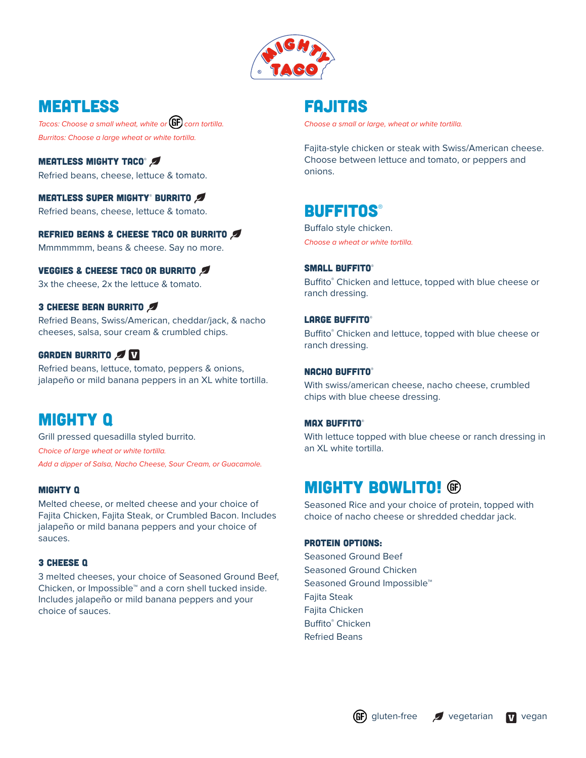# MEATLESS

*Tacos: Choose a small wheat, white or (GF) corn tortilla.*

*Burritos: Choose a large wheat or white tortilla.*

### MEATLESS MIGHTY TACO® (vegetarian)

Refried beans, cheese, lettuce & tomato.

### MEATLESS SUPER MIGHTY® BURRITO (vegetarian)

Refried beans, cheese, lettuce & tomato.

### REFRIED BEANS & CHEESE TACO OR BURRITO (vegetarian)

Mmmmmmm, beans & cheese. Say no more.

### VEGGIES & CHEESE TACO OR BURRITO (vegetarian)

3x the cheese, 2x the lettuce & tomato.

### 3 CHEESE BEAN BURRITO (vegetarian)

Refried Beans, Swiss/American, cheddar/jack, & nacho cheeses, salsa, sour cream & crumbled chips.

### GARDEN BURRITO (vegetarian) (V)

Refried beans, lettuce, tomato, peppers & onions, jalapeño or mild banana peppers in an XL white tortilla.

# MIGHTY Q

Grill pressed quesadilla styled burrito.

*Choice of large wheat or white tortilla.*

*Add a dipper of Salsa, Nacho Cheese, Sour Cream, or Guacamole.*

### MIGHTY Q

Melted cheese, or melted cheese and your choice of Fajita Chicken, Fajita Steak, or Crumbled Bacon. Includes jalapeño or mild banana peppers and your choice of sauces.

### 3 CHEESE Q

3 melted cheeses, your choice of Seasoned Ground Beef, Chicken, or Impossible™ and a corn shell tucked inside. Includes jalapeño or mild banana peppers and your choice of sauces.

# FAJITAS

*Choose a small or large, wheat or white tortilla.*

Fajita-style chicken or steak with Swiss/American cheese. Choose between lettuce and tomato, or peppers and onions.

# BUFFITOS®

Buffalo style chicken.

*Choose a wheat or white tortilla.*

### SMALL BUFFITO®

Buffito® Chicken and lettuce, topped with blue cheese or ranch dressing.

### LARGE BUFFITO®

Buffito® Chicken and lettuce, topped with blue cheese or ranch dressing.

### NACHO BUFFITO®

With swiss/american cheese, nacho cheese, crumbled chips with blue cheese dressing.

### MAX BUFFITO®

With lettuce topped with blue cheese or ranch dressing in an XL white tortilla.

# MIGHTY BOWLITO! (GF)

Seasoned Rice and your choice of protein, topped with choice of nacho cheese or shredded cheddar jack.

### PROTEIN OPTIONS:

Seasoned Ground Beef
Seasoned Ground Chicken
Seasoned Ground Impossible™
Fajita Steak
Fajita Chicken
Buffito® Chicken
Refried Beans

(GF) gluten-free (leaf) vegetarian (V) vegan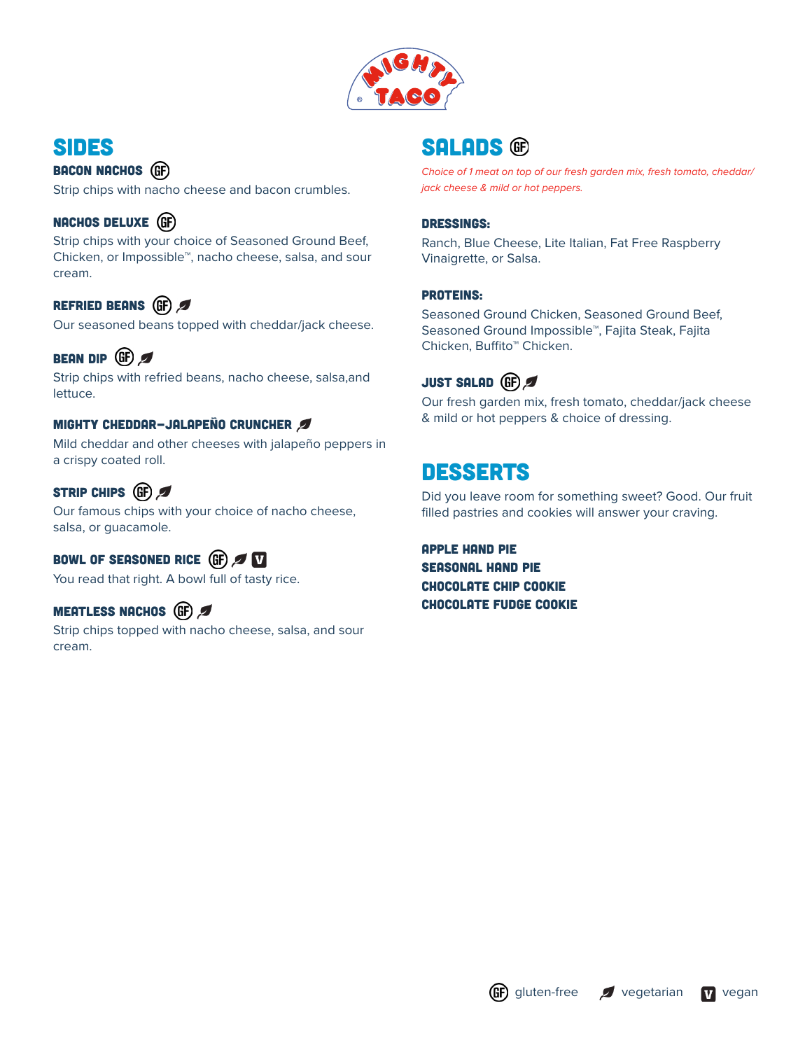## SIDES

### BACON NACHOS (GF)

Strip chips with nacho cheese and bacon crumbles.

### NACHOS DELUXE (GF)

Strip chips with your choice of Seasoned Ground Beef, Chicken, or Impossible™, nacho cheese, salsa, and sour cream.

### REFRIED BEANS (GF) (vegetarian)

Our seasoned beans topped with cheddar/jack cheese.

### BEAN DIP (GF) (vegetarian)

Strip chips with refried beans, nacho cheese, salsa,and lettuce.

### MIGHTY CHEDDAR–JALAPEÑO CRUNCHER (vegetarian)

Mild cheddar and other cheeses with jalapeño peppers in a crispy coated roll.

### STRIP CHIPS (GF) (vegetarian)

Our famous chips with your choice of nacho cheese, salsa, or guacamole.

### BOWL OF SEASONED RICE (GF) (vegetarian) (V)

You read that right. A bowl full of tasty rice.

### MEATLESS NACHOS (GF) (vegetarian)

Strip chips topped with nacho cheese, salsa, and sour cream.

## SALADS (GF)

*Choice of 1 meat on top of our fresh garden mix, fresh tomato, cheddar/jack cheese & mild or hot peppers.*

### DRESSINGS:

Ranch, Blue Cheese, Lite Italian, Fat Free Raspberry Vinaigrette, or Salsa.

### PROTEINS:

Seasoned Ground Chicken, Seasoned Ground Beef, Seasoned Ground Impossible™, Fajita Steak, Fajita Chicken, Buffito™ Chicken.

### JUST SALAD (GF) (vegetarian)

Our fresh garden mix, fresh tomato, cheddar/jack cheese & mild or hot peppers & choice of dressing.

## DESSERTS

Did you leave room for something sweet? Good. Our fruit filled pastries and cookies will answer your craving.

**APPLE HAND PIE**
**SEASONAL HAND PIE**
**CHOCOLATE CHIP COOKIE**
**CHOCOLATE FUDGE COOKIE**

(GF) gluten-free (vegetarian) vegetarian (V) vegan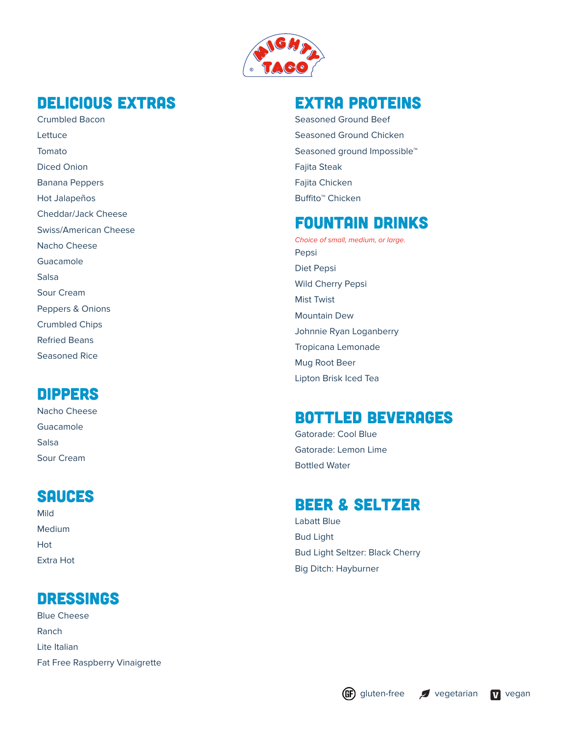## DELICIOUS EXTRAS

Crumbled Bacon

Lettuce

Tomato

Diced Onion

Banana Peppers

Hot Jalapeños

Cheddar/Jack Cheese

Swiss/American Cheese

Nacho Cheese

Guacamole

Salsa

Sour Cream

Peppers & Onions

Crumbled Chips

Refried Beans

Seasoned Rice

## DIPPERS

Nacho Cheese

Guacamole

Salsa

Sour Cream

## SAUCES

Mild

Medium

Hot

Extra Hot

## DRESSINGS

Blue Cheese

Ranch

Lite Italian

Fat Free Raspberry Vinaigrette

## EXTRA PROTEINS

Seasoned Ground Beef

Seasoned Ground Chicken

Seasoned ground Impossible™

Fajita Steak

Fajita Chicken

Buffito™ Chicken

## FOUNTAIN DRINKS

*Choice of small, medium, or large.*

Pepsi

Diet Pepsi

Wild Cherry Pepsi

Mist Twist

Mountain Dew

Johnnie Ryan Loganberry

Tropicana Lemonade

Mug Root Beer

Lipton Brisk Iced Tea

## BOTTLED BEVERAGES

Gatorade: Cool Blue

Gatorade: Lemon Lime

Bottled Water

## BEER & SELTZER

Labatt Blue

Bud Light

Bud Light Seltzer: Black Cherry

Big Ditch: Hayburner

GF gluten-free | vegetarian | V vegan